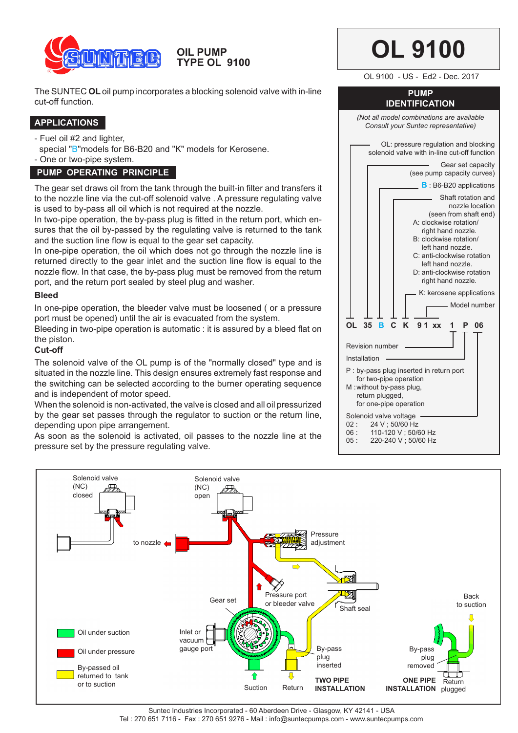# OL 9100

OL 9100 - US - Ed2 - Dec. 2017

## OIL PUMP TYPE OL 9100

The SUNTEC **OL** oil pump incorporates a blocking solenoid valve with in-line cut-off function.

## APPLICATIONS

- Fuel oil #2 and lighter, special "B"models for B6-B20 and "K" models for Kerosene.
- One or two-pipe system.

## PUMP OPERATING PRINCIPLE

The gear set draws oil from the tank through the built-in filter and transfers it to the nozzle line via the cut-off solenoid valve . A pressure regulating valve is used to by-pass all oil which is not required at the nozzle.

In two-pipe operation, the by-pass plug is fitted in the return port, which ensures that the oil by-passed by the regulating valve is returned to the tank and the suction line flow is equal to the gear set capacity.

In one-pipe operation, the oil which does not go through the nozzle line is returned directly to the gear inlet and the suction line flow is equal to the nozzle flow. In that case, the by-pass plug must be removed from the return port, and the return port sealed by steel plug and washer.

### Bleed

In one-pipe operation, the bleeder valve must be loosened ( or a pressure port must be opened) until the air is evacuated from the system.

Bleeding in two-pipe operation is automatic : it is assured by a bleed flat on the piston.

### Cut-off

The solenoid valve of the OL pump is of the "normally closed" type and is situated in the nozzle line. This design ensures extremely fast response and the switching can be selected according to the burner operating sequence and is independent of motor speed.

When the solenoid is non-activated, the valve is closed and all oil pressurized by the gear set passes through the regulator to suction or the return line, depending upon pipe arrangement.

As soon as the solenoid is activated, oil passes to the nozzle line at the pressure set by the pressure regulating valve.

## PUMP IDENTIFICATION

*(Not all model combinations are available Consult your Suntec representative)*

**OL 35 B C K 91 xx 1 P 06**

- OL: pressure regulation and blocking solenoid valve with in-line cut-off function
- 35: Gear set capacity (see pump capacity curves)
- B : B6-B20 applications
- C: Shaft rotation and nozzle location (seen from shaft end)
  - A: clockwise rotation/ right hand nozzle.
  - B: clockwise rotation/ left hand nozzle.
  - C: anti-clockwise rotation left hand nozzle.
  - D: anti-clockwise rotation right hand nozzle.
- K: kerosene applications
- 91 xx: Model number
- 1: Revision number
- P: Installation
  - P : by-pass plug inserted in return port for two-pipe operation
  - M : without by-pass plug, return plugged, for one-pipe operation
- 06: Solenoid valve voltage
  - 02 : 24 V ; 50/60 Hz
  - 06 : 110-120 V ; 50/60 Hz
  - 05 : 220-240 V ; 50/60 Hz

Solenoid valve (NC) closed — Solenoid valve (NC) open — to nozzle — Pressure adjustment — Pressure port or bleeder valve — Gear set — Shaft seal — Inlet or vacuum gauge port — Suction — Return — By-pass plug inserted — TWO PIPE INSTALLATION — Back to suction — By-pass plug removed — ONE PIPE INSTALLATION — Return plugged

- Oil under suction
- Oil under pressure
- By-passed oil returned to tank or to suction

Suntec Industries Incorporated - 60 Aberdeen Drive - Glasgow, KY 42141 - USA
Tel : 270 651 7116 - Fax : 270 651 9276 - Mail : info@suntecpumps.com - www.suntecpumps.com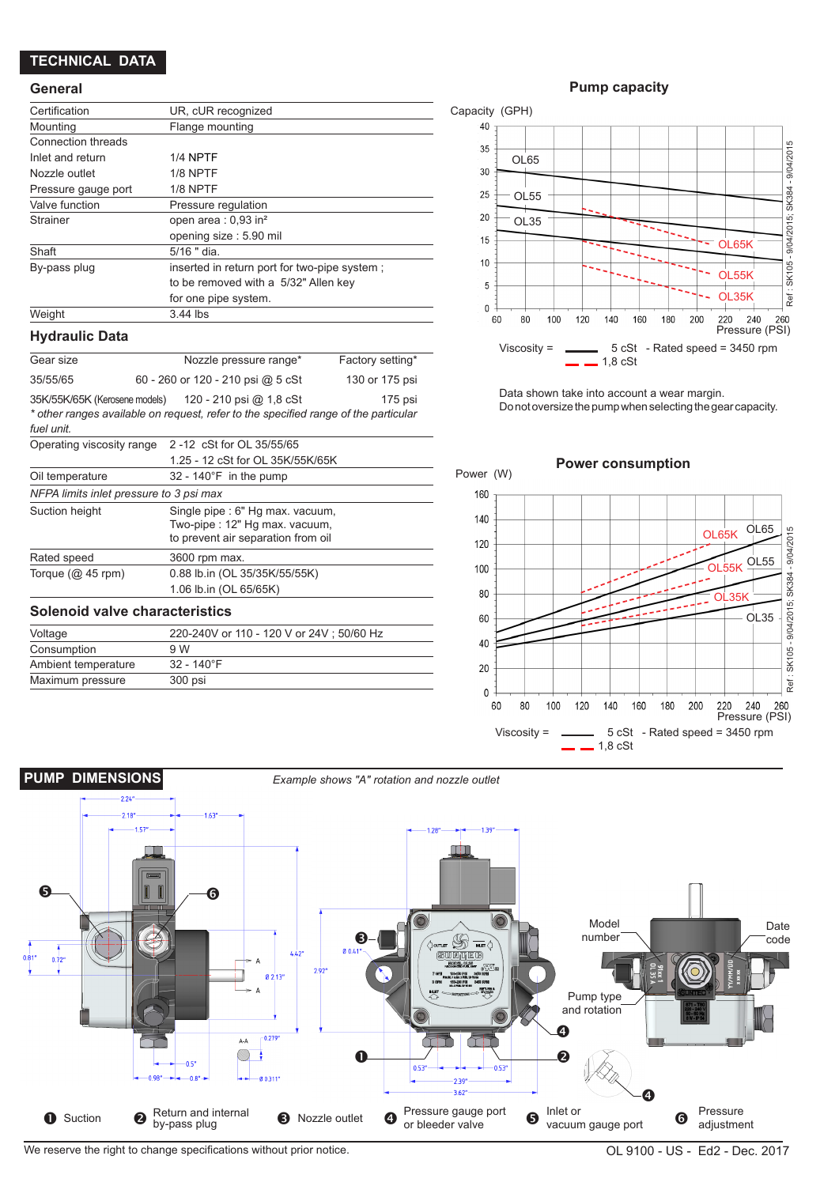# TECHNICAL DATA

## General

| | |
|---|---|
| Certification | UR, cUR recognized |
| Mounting | Flange mounting |
| Connection threads | |
| Inlet and return | 1/4 NPTF |
| Nozzle outlet | 1/8 NPTF |
| Pressure gauge port | 1/8 NPTF |
| Valve function | Pressure regulation |
| Strainer | open area : 0,93 in² |
| | opening size : 5.90 mil |
| Shaft | 5/16 " dia. |
| By-pass plug | inserted in return port for two-pipe system ; to be removed with a 5/32" Allen key for one pipe system. |
| Weight | 3.44 lbs |

## Hydraulic Data

| Gear size | Nozzle pressure range* | Factory setting* |
|---|---|---|
| 35/55/65 | 60 - 260 or 120 - 210 psi @ 5 cSt | 130 or 175 psi |
| 35K/55K/65K (Kerosene models) | 120 - 210 psi @ 1,8 cSt | 175 psi |

*\* other ranges available on request, refer to the specified range of the particular fuel unit.*

| | |
|---|---|
| Operating viscosity range | 2 -12 cSt for OL 35/55/65 |
| | 1.25 - 12 cSt for OL 35K/55K/65K |
| Oil temperature | 32 - 140°F in the pump |
| *NFPA limits inlet pressure to 3 psi max* | |
| Suction height | Single pipe : 6" Hg max. vacuum, Two-pipe : 12" Hg max. vacuum, to prevent air separation from oil |
| Rated speed | 3600 rpm max. |
| Torque (@ 45 rpm) | 0.88 lb.in (OL 35/35K/55/55K) |
| | 1.06 lb.in (OL 65/65K) |

## Solenoid valve characteristics

| | |
|---|---|
| Voltage | 220-240V or 110 - 120 V or 24V ; 50/60 Hz |
| Consumption | 9 W |
| Ambient temperature | 32 - 140°F |
| Maximum pressure | 300 psi |

## Pump capacity

Capacity (GPH)

40
35
30
25
20
15
10
5
0

OL65
OL55
OL35
OL65K
OL55K
OL35K

60 80 100 120 140 160 180 200 220 240 260
Pressure (PSI)

Ref : SK105 - 9/04/2015; SK384 - 9/04/2015

Viscosity = 5 cSt - Rated speed = 3450 rpm
1,8 cSt

Data shown take into account a wear margin.
Do not oversize the pump when selecting the gear capacity.

## Power consumption

Power (W)

160
140
120
100
80
60
40
20
0

OL65K
OL65
OL55K
OL55
OL35K
OL35

60 80 100 120 140 160 180 200 220 240 260
Pressure (PSI)

Ref : SK105 - 9/04/2015; SK384 - 9/04/2015

Viscosity = 5 cSt - Rated speed = 3450 rpm
1,8 cSt

# PUMP DIMENSIONS

*Example shows "A" rotation and nozzle outlet*

2.24"
2.18"
1.63"
1.57"
0.81"
0.72"
4.42"
Ø 2.13"
A
A
A-A
0.219"
0.5"
0.98"
0.8"
Ø 0.311"
1.28"
1.39"
Ø 0.41"
2.92"
0.53"
0.53"
2.39"
3.62"

Model number
Date code
Pump type and rotation

1 Suction
2 Return and internal by-pass plug
3 Nozzle outlet
4 Pressure gauge port or bleeder valve
5 Inlet or vacuum gauge port
6 Pressure adjustment

We reserve the right to change specifications without prior notice.

OL 9100 - US - Ed2 - Dec. 2017